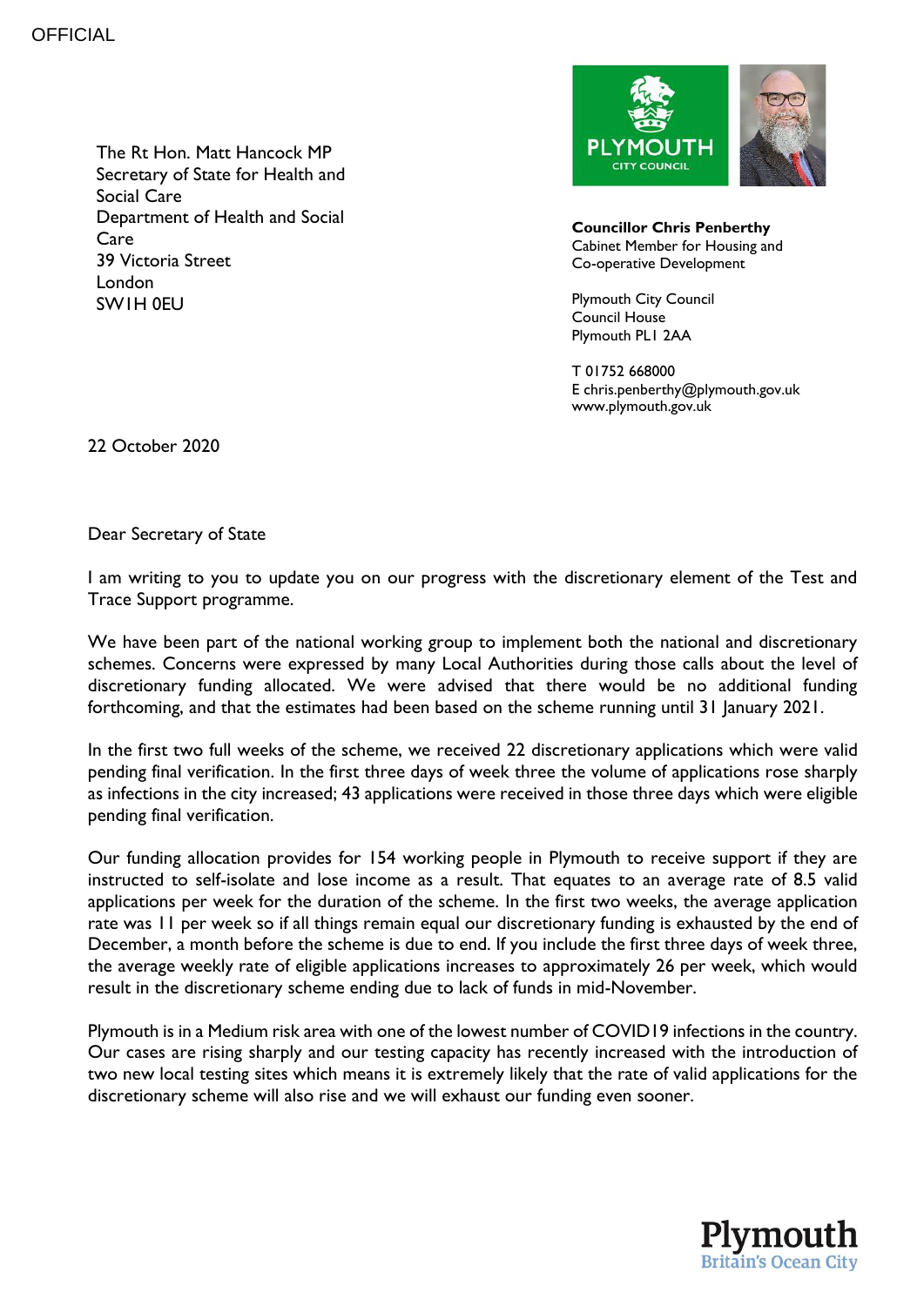OFFICIAL

The Rt Hon. Matt Hancock MP
Secretary of State for Health and Social Care
Department of Health and Social Care
39 Victoria Street
London
SW1H 0EU

**Councillor Chris Penberthy**
Cabinet Member for Housing and Co-operative Development

Plymouth City Council
Council House
Plymouth PL1 2AA

T 01752 668000
E chris.penberthy@plymouth.gov.uk
www.plymouth.gov.uk

22 October 2020

Dear Secretary of State

I am writing to you to update you on our progress with the discretionary element of the Test and Trace Support programme.

We have been part of the national working group to implement both the national and discretionary schemes. Concerns were expressed by many Local Authorities during those calls about the level of discretionary funding allocated. We were advised that there would be no additional funding forthcoming, and that the estimates had been based on the scheme running until 31 January 2021.

In the first two full weeks of the scheme, we received 22 discretionary applications which were valid pending final verification. In the first three days of week three the volume of applications rose sharply as infections in the city increased; 43 applications were received in those three days which were eligible pending final verification.

Our funding allocation provides for 154 working people in Plymouth to receive support if they are instructed to self-isolate and lose income as a result. That equates to an average rate of 8.5 valid applications per week for the duration of the scheme. In the first two weeks, the average application rate was 11 per week so if all things remain equal our discretionary funding is exhausted by the end of December, a month before the scheme is due to end. If you include the first three days of week three, the average weekly rate of eligible applications increases to approximately 26 per week, which would result in the discretionary scheme ending due to lack of funds in mid-November.

Plymouth is in a Medium risk area with one of the lowest number of COVID19 infections in the country. Our cases are rising sharply and our testing capacity has recently increased with the introduction of two new local testing sites which means it is extremely likely that the rate of valid applications for the discretionary scheme will also rise and we will exhaust our funding even sooner.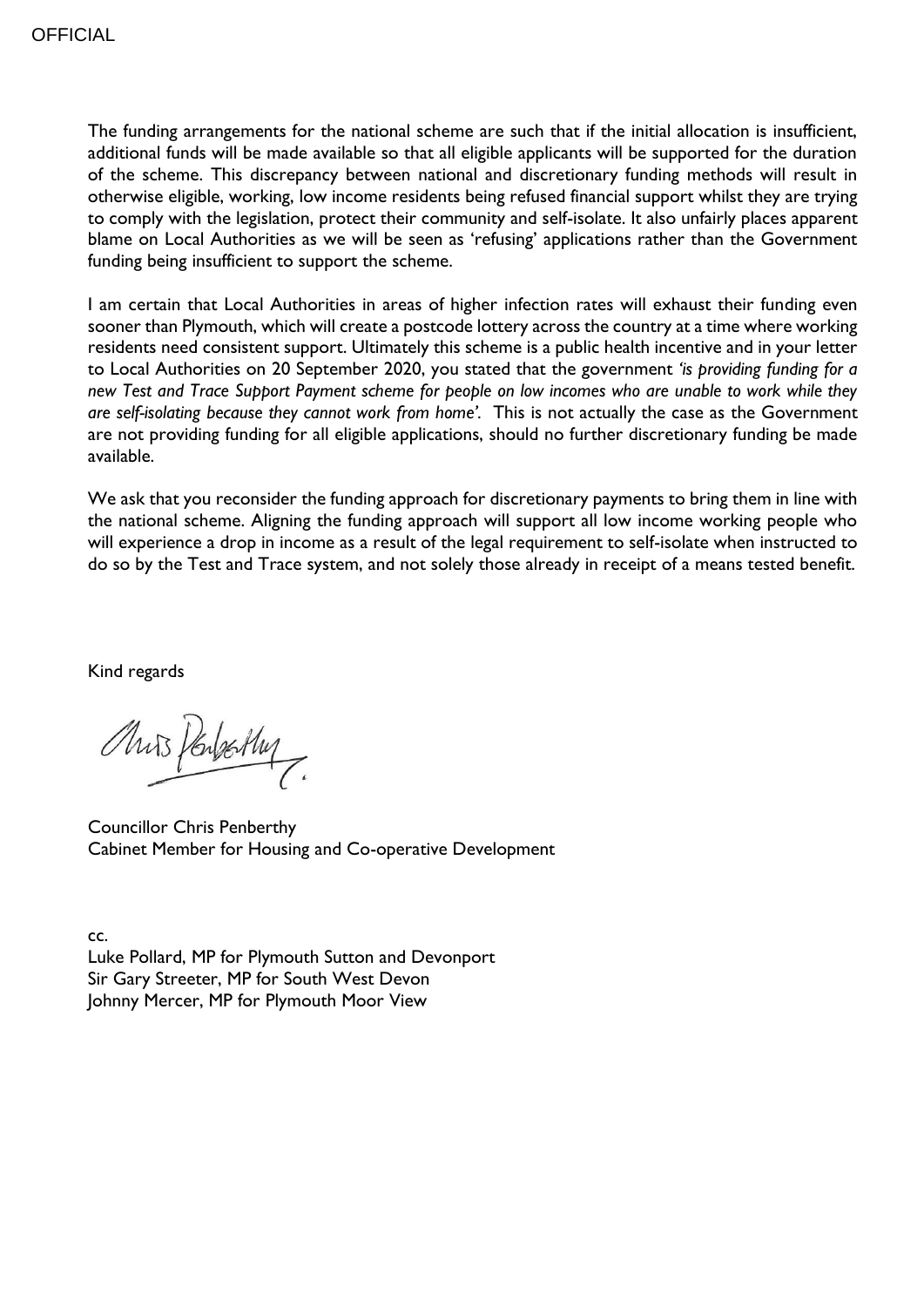The funding arrangements for the national scheme are such that if the initial allocation is insufficient, additional funds will be made available so that all eligible applicants will be supported for the duration of the scheme. This discrepancy between national and discretionary funding methods will result in otherwise eligible, working, low income residents being refused financial support whilst they are trying to comply with the legislation, protect their community and self-isolate. It also unfairly places apparent blame on Local Authorities as we will be seen as 'refusing' applications rather than the Government funding being insufficient to support the scheme.

I am certain that Local Authorities in areas of higher infection rates will exhaust their funding even sooner than Plymouth, which will create a postcode lottery across the country at a time where working residents need consistent support. Ultimately this scheme is a public health incentive and in your letter to Local Authorities on 20 September 2020, you stated that the government *'is providing funding for a new Test and Trace Support Payment scheme for people on low incomes who are unable to work while they are self-isolating because they cannot work from home'*. This is not actually the case as the Government are not providing funding for all eligible applications, should no further discretionary funding be made available.

We ask that you reconsider the funding approach for discretionary payments to bring them in line with the national scheme. Aligning the funding approach will support all low income working people who will experience a drop in income as a result of the legal requirement to self-isolate when instructed to do so by the Test and Trace system, and not solely those already in receipt of a means tested benefit.

Kind regards

Councillor Chris Penberthy
Cabinet Member for Housing and Co-operative Development

cc.
Luke Pollard, MP for Plymouth Sutton and Devonport
Sir Gary Streeter, MP for South West Devon
Johnny Mercer, MP for Plymouth Moor View